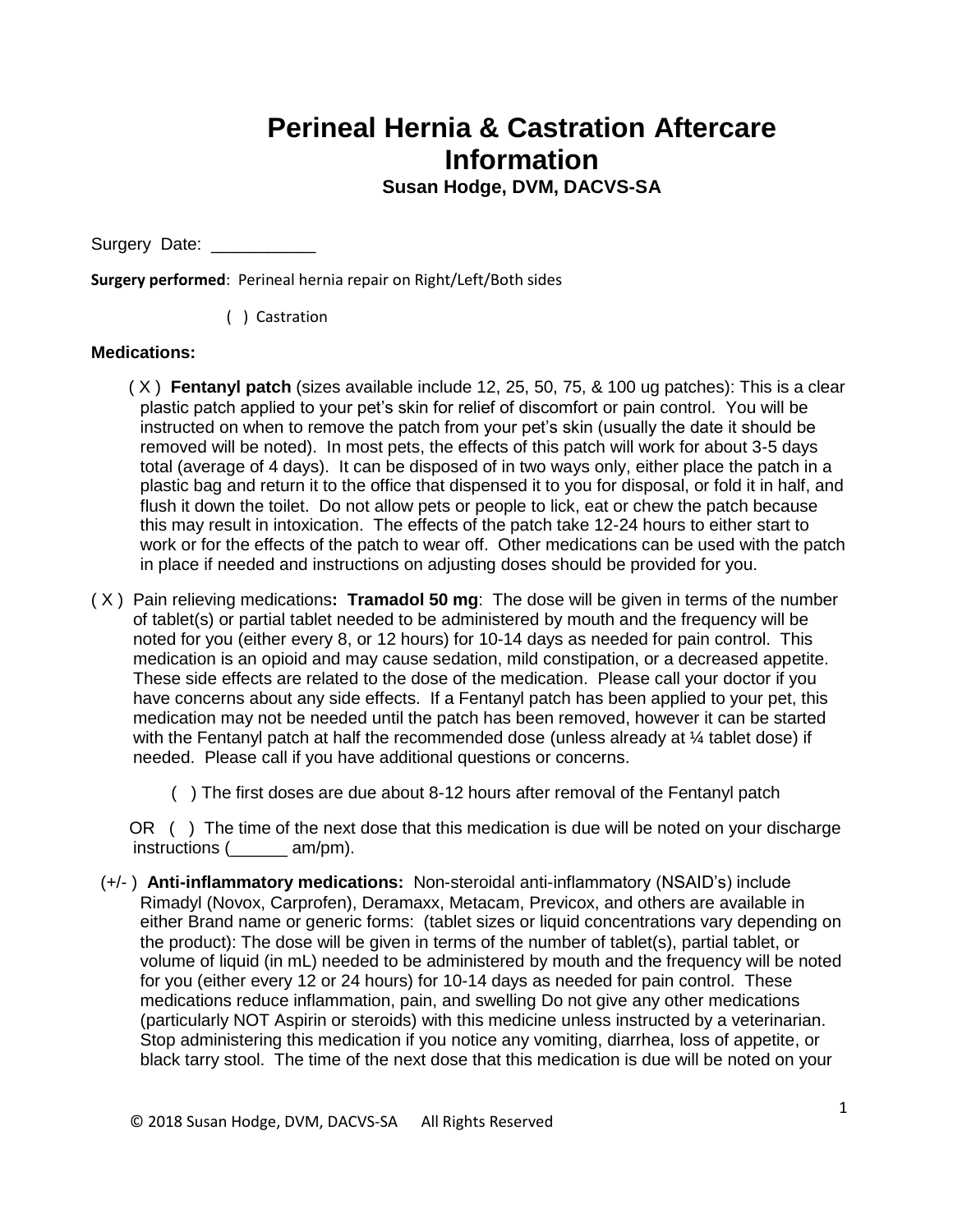# Perineal Hernia & Castration Aftercare Information

**Susan Hodge, DVM, DACVS-SA**

Surgery Date: ___________

**Surgery performed**: Perineal hernia repair on Right/Left/Both sides

( ) Castration

**Medications:**

( X ) **Fentanyl patch** (sizes available include 12, 25, 50, 75, & 100 ug patches): This is a clear plastic patch applied to your pet's skin for relief of discomfort or pain control. You will be instructed on when to remove the patch from your pet's skin (usually the date it should be removed will be noted). In most pets, the effects of this patch will work for about 3-5 days total (average of 4 days). It can be disposed of in two ways only, either place the patch in a plastic bag and return it to the office that dispensed it to you for disposal, or fold it in half, and flush it down the toilet. Do not allow pets or people to lick, eat or chew the patch because this may result in intoxication. The effects of the patch take 12-24 hours to either start to work or for the effects of the patch to wear off. Other medications can be used with the patch in place if needed and instructions on adjusting doses should be provided for you.

( X ) Pain relieving medications**: Tramadol 50 mg**: The dose will be given in terms of the number of tablet(s) or partial tablet needed to be administered by mouth and the frequency will be noted for you (either every 8, or 12 hours) for 10-14 days as needed for pain control. This medication is an opioid and may cause sedation, mild constipation, or a decreased appetite. These side effects are related to the dose of the medication. Please call your doctor if you have concerns about any side effects. If a Fentanyl patch has been applied to your pet, this medication may not be needed until the patch has been removed, however it can be started with the Fentanyl patch at half the recommended dose (unless already at ¼ tablet dose) if needed. Please call if you have additional questions or concerns.

( ) The first doses are due about 8-12 hours after removal of the Fentanyl patch

OR ( ) The time of the next dose that this medication is due will be noted on your discharge instructions (______ am/pm).

(+/- ) **Anti-inflammatory medications:** Non-steroidal anti-inflammatory (NSAID's) include Rimadyl (Novox, Carprofen), Deramaxx, Metacam, Previcox, and others are available in either Brand name or generic forms: (tablet sizes or liquid concentrations vary depending on the product): The dose will be given in terms of the number of tablet(s), partial tablet, or volume of liquid (in mL) needed to be administered by mouth and the frequency will be noted for you (either every 12 or 24 hours) for 10-14 days as needed for pain control. These medications reduce inflammation, pain, and swelling Do not give any other medications (particularly NOT Aspirin or steroids) with this medicine unless instructed by a veterinarian. Stop administering this medication if you notice any vomiting, diarrhea, loss of appetite, or black tarry stool. The time of the next dose that this medication is due will be noted on your

© 2018 Susan Hodge, DVM, DACVS-SA All Rights Reserved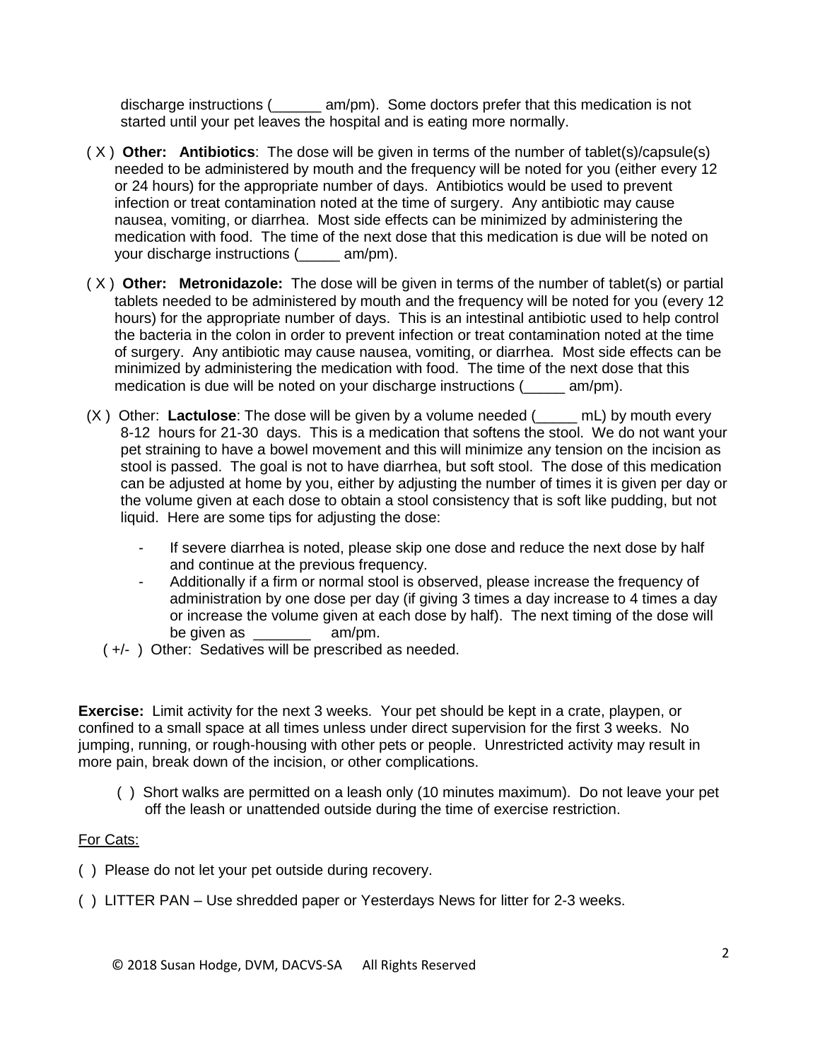discharge instructions (______ am/pm). Some doctors prefer that this medication is not started until your pet leaves the hospital and is eating more normally.

( X ) **Other: Antibiotics**: The dose will be given in terms of the number of tablet(s)/capsule(s) needed to be administered by mouth and the frequency will be noted for you (either every 12 or 24 hours) for the appropriate number of days. Antibiotics would be used to prevent infection or treat contamination noted at the time of surgery. Any antibiotic may cause nausea, vomiting, or diarrhea. Most side effects can be minimized by administering the medication with food. The time of the next dose that this medication is due will be noted on your discharge instructions (_____ am/pm).

( X ) **Other: Metronidazole:** The dose will be given in terms of the number of tablet(s) or partial tablets needed to be administered by mouth and the frequency will be noted for you (every 12 hours) for the appropriate number of days. This is an intestinal antibiotic used to help control the bacteria in the colon in order to prevent infection or treat contamination noted at the time of surgery. Any antibiotic may cause nausea, vomiting, or diarrhea. Most side effects can be minimized by administering the medication with food. The time of the next dose that this medication is due will be noted on your discharge instructions (_____ am/pm).

(X ) Other: **Lactulose**: The dose will be given by a volume needed (_____ mL) by mouth every 8-12 hours for 21-30 days. This is a medication that softens the stool. We do not want your pet straining to have a bowel movement and this will minimize any tension on the incision as stool is passed. The goal is not to have diarrhea, but soft stool. The dose of this medication can be adjusted at home by you, either by adjusting the number of times it is given per day or the volume given at each dose to obtain a stool consistency that is soft like pudding, but not liquid. Here are some tips for adjusting the dose:

- If severe diarrhea is noted, please skip one dose and reduce the next dose by half and continue at the previous frequency.
- Additionally if a firm or normal stool is observed, please increase the frequency of administration by one dose per day (if giving 3 times a day increase to 4 times a day or increase the volume given at each dose by half). The next timing of the dose will be given as _______ am/pm.

( +/- ) Other: Sedatives will be prescribed as needed.

**Exercise:** Limit activity for the next 3 weeks. Your pet should be kept in a crate, playpen, or confined to a small space at all times unless under direct supervision for the first 3 weeks. No jumping, running, or rough-housing with other pets or people. Unrestricted activity may result in more pain, break down of the incision, or other complications.

( ) Short walks are permitted on a leash only (10 minutes maximum). Do not leave your pet off the leash or unattended outside during the time of exercise restriction.

For Cats:

( ) Please do not let your pet outside during recovery.

( ) LITTER PAN – Use shredded paper or Yesterdays News for litter for 2-3 weeks.

© 2018 Susan Hodge, DVM, DACVS-SA All Rights Reserved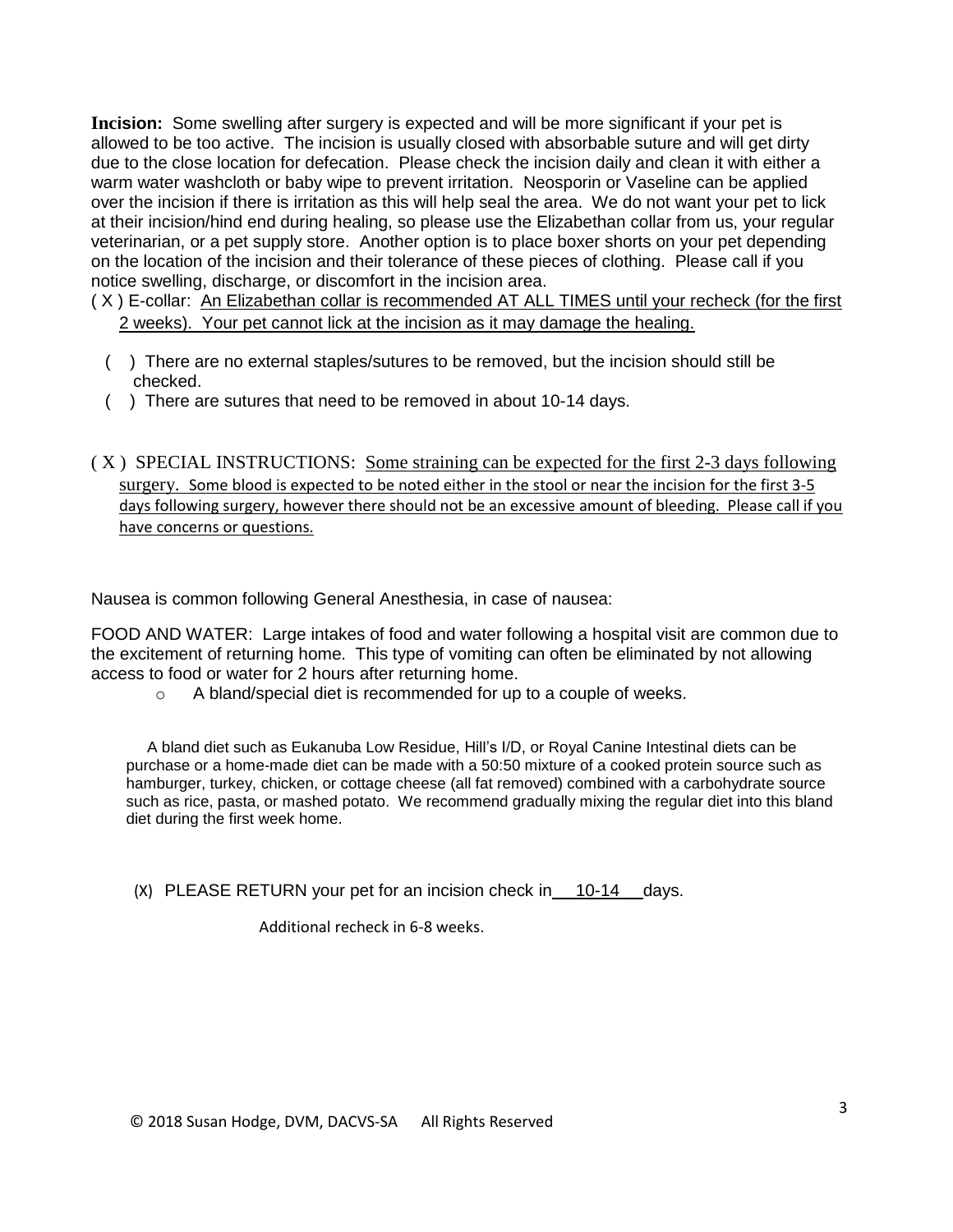**Incision:** Some swelling after surgery is expected and will be more significant if your pet is allowed to be too active. The incision is usually closed with absorbable suture and will get dirty due to the close location for defecation. Please check the incision daily and clean it with either a warm water washcloth or baby wipe to prevent irritation. Neosporin or Vaseline can be applied over the incision if there is irritation as this will help seal the area. We do not want your pet to lick at their incision/hind end during healing, so please use the Elizabethan collar from us, your regular veterinarian, or a pet supply store. Another option is to place boxer shorts on your pet depending on the location of the incision and their tolerance of these pieces of clothing. Please call if you notice swelling, discharge, or discomfort in the incision area.

( X ) E-collar: An Elizabethan collar is recommended AT ALL TIMES until your recheck (for the first 2 weeks). Your pet cannot lick at the incision as it may damage the healing.

( ) There are no external staples/sutures to be removed, but the incision should still be checked.

( ) There are sutures that need to be removed in about 10-14 days.

( X ) SPECIAL INSTRUCTIONS: Some straining can be expected for the first 2-3 days following surgery. Some blood is expected to be noted either in the stool or near the incision for the first 3-5 days following surgery, however there should not be an excessive amount of bleeding. Please call if you have concerns or questions.

Nausea is common following General Anesthesia, in case of nausea:

FOOD AND WATER: Large intakes of food and water following a hospital visit are common due to the excitement of returning home. This type of vomiting can often be eliminated by not allowing access to food or water for 2 hours after returning home.

- A bland/special diet is recommended for up to a couple of weeks.

A bland diet such as Eukanuba Low Residue, Hill's I/D, or Royal Canine Intestinal diets can be purchase or a home-made diet can be made with a 50:50 mixture of a cooked protein source such as hamburger, turkey, chicken, or cottage cheese (all fat removed) combined with a carbohydrate source such as rice, pasta, or mashed potato. We recommend gradually mixing the regular diet into this bland diet during the first week home.

(X) PLEASE RETURN your pet for an incision check in 10-14 days.

Additional recheck in 6-8 weeks.

© 2018 Susan Hodge, DVM, DACVS-SA All Rights Reserved